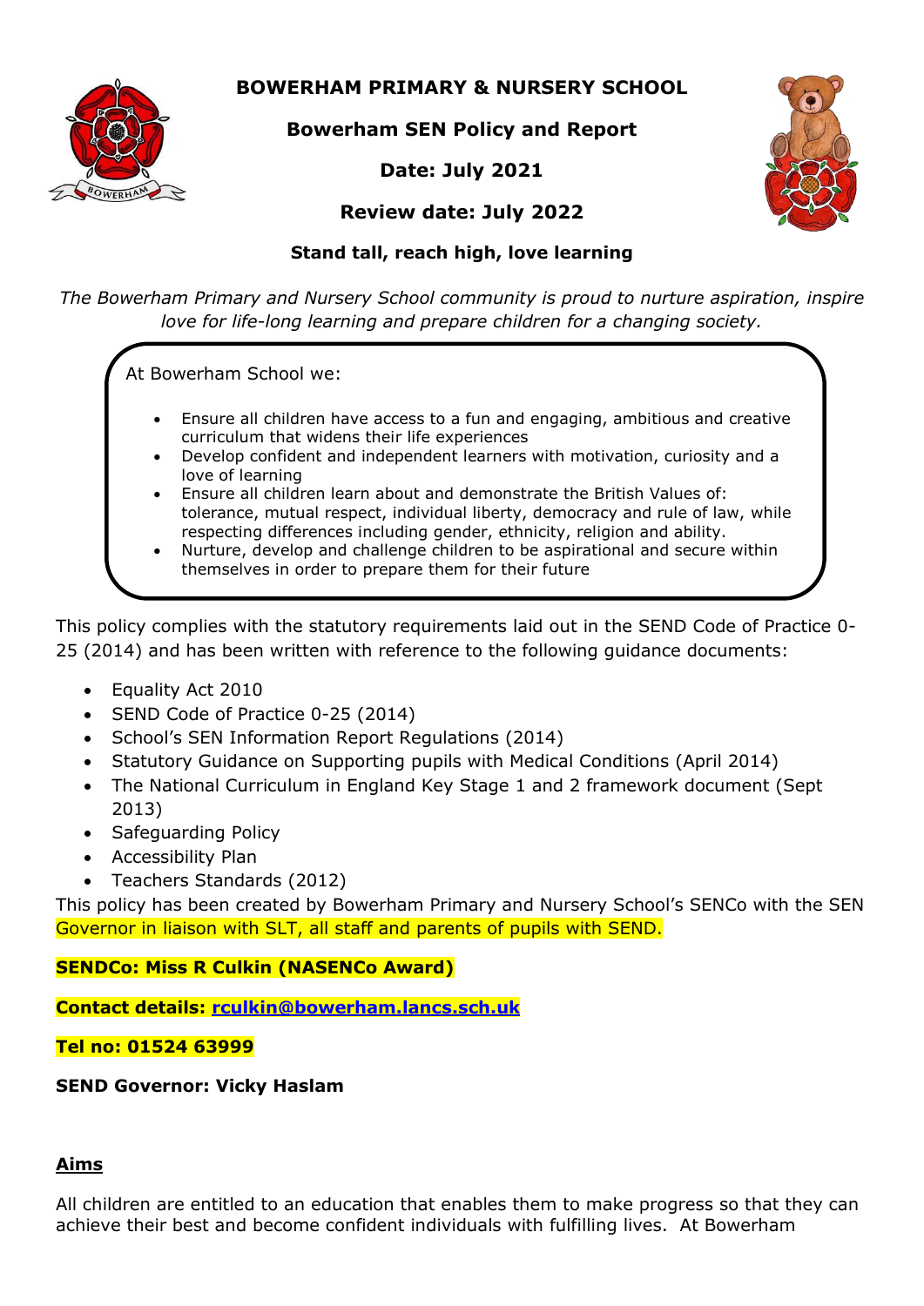# BOWERHAM PRIMARY & NURSERY SCHOOL

## Bowerham SEN Policy and Report

**Date: July 2021**

**Review date: July 2022**

**Stand tall, reach high, love learning**

*The Bowerham Primary and Nursery School community is proud to nurture aspiration, inspire love for life-long learning and prepare children for a changing society.*

At Bowerham School we:

- Ensure all children have access to a fun and engaging, ambitious and creative curriculum that widens their life experiences
- Develop confident and independent learners with motivation, curiosity and a love of learning
- Ensure all children learn about and demonstrate the British Values of: tolerance, mutual respect, individual liberty, democracy and rule of law, while respecting differences including gender, ethnicity, religion and ability.
- Nurture, develop and challenge children to be aspirational and secure within themselves in order to prepare them for their future

This policy complies with the statutory requirements laid out in the SEND Code of Practice 0-25 (2014) and has been written with reference to the following guidance documents:

- Equality Act 2010
- SEND Code of Practice 0-25 (2014)
- School's SEN Information Report Regulations (2014)
- Statutory Guidance on Supporting pupils with Medical Conditions (April 2014)
- The National Curriculum in England Key Stage 1 and 2 framework document (Sept 2013)
- Safeguarding Policy
- Accessibility Plan
- Teachers Standards (2012)

This policy has been created by Bowerham Primary and Nursery School's SENCo with the SEN Governor in liaison with SLT, all staff and parents of pupils with SEND.

**SENDCo: Miss R Culkin (NASENCo Award)**

**Contact details: rculkin@bowerham.lancs.sch.uk**

**Tel no: 01524 63999**

**SEND Governor: Vicky Haslam**

## Aims

All children are entitled to an education that enables them to make progress so that they can achieve their best and become confident individuals with fulfilling lives. At Bowerham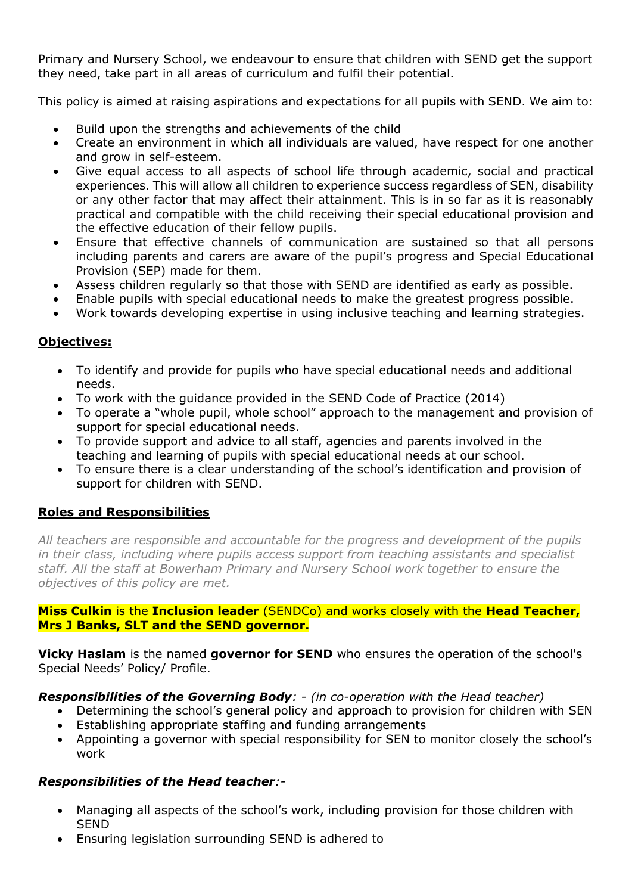Primary and Nursery School, we endeavour to ensure that children with SEND get the support they need, take part in all areas of curriculum and fulfil their potential.

This policy is aimed at raising aspirations and expectations for all pupils with SEND. We aim to:

- Build upon the strengths and achievements of the child
- Create an environment in which all individuals are valued, have respect for one another and grow in self-esteem.
- Give equal access to all aspects of school life through academic, social and practical experiences. This will allow all children to experience success regardless of SEN, disability or any other factor that may affect their attainment. This is in so far as it is reasonably practical and compatible with the child receiving their special educational provision and the effective education of their fellow pupils.
- Ensure that effective channels of communication are sustained so that all persons including parents and carers are aware of the pupil's progress and Special Educational Provision (SEP) made for them.
- Assess children regularly so that those with SEND are identified as early as possible.
- Enable pupils with special educational needs to make the greatest progress possible.
- Work towards developing expertise in using inclusive teaching and learning strategies.

## Objectives:

- To identify and provide for pupils who have special educational needs and additional needs.
- To work with the guidance provided in the SEND Code of Practice (2014)
- To operate a "whole pupil, whole school" approach to the management and provision of support for special educational needs.
- To provide support and advice to all staff, agencies and parents involved in the teaching and learning of pupils with special educational needs at our school.
- To ensure there is a clear understanding of the school's identification and provision of support for children with SEND.

## Roles and Responsibilities

*All teachers are responsible and accountable for the progress and development of the pupils in their class, including where pupils access support from teaching assistants and specialist staff. All the staff at Bowerham Primary and Nursery School work together to ensure the objectives of this policy are met.*

**Miss Culkin** is the **Inclusion leader** (SENDCo) and works closely with the **Head Teacher, Mrs J Banks, SLT and the SEND governor.**

**Vicky Haslam** is the named **governor for SEND** who ensures the operation of the school's Special Needs' Policy/ Profile.

***Responsibilities of the Governing Body****: - (in co-operation with the Head teacher)*

- Determining the school's general policy and approach to provision for children with SEN
- Establishing appropriate staffing and funding arrangements
- Appointing a governor with special responsibility for SEN to monitor closely the school's work

***Responsibilities of the Head teacher****:-*

- Managing all aspects of the school's work, including provision for those children with SEND
- Ensuring legislation surrounding SEND is adhered to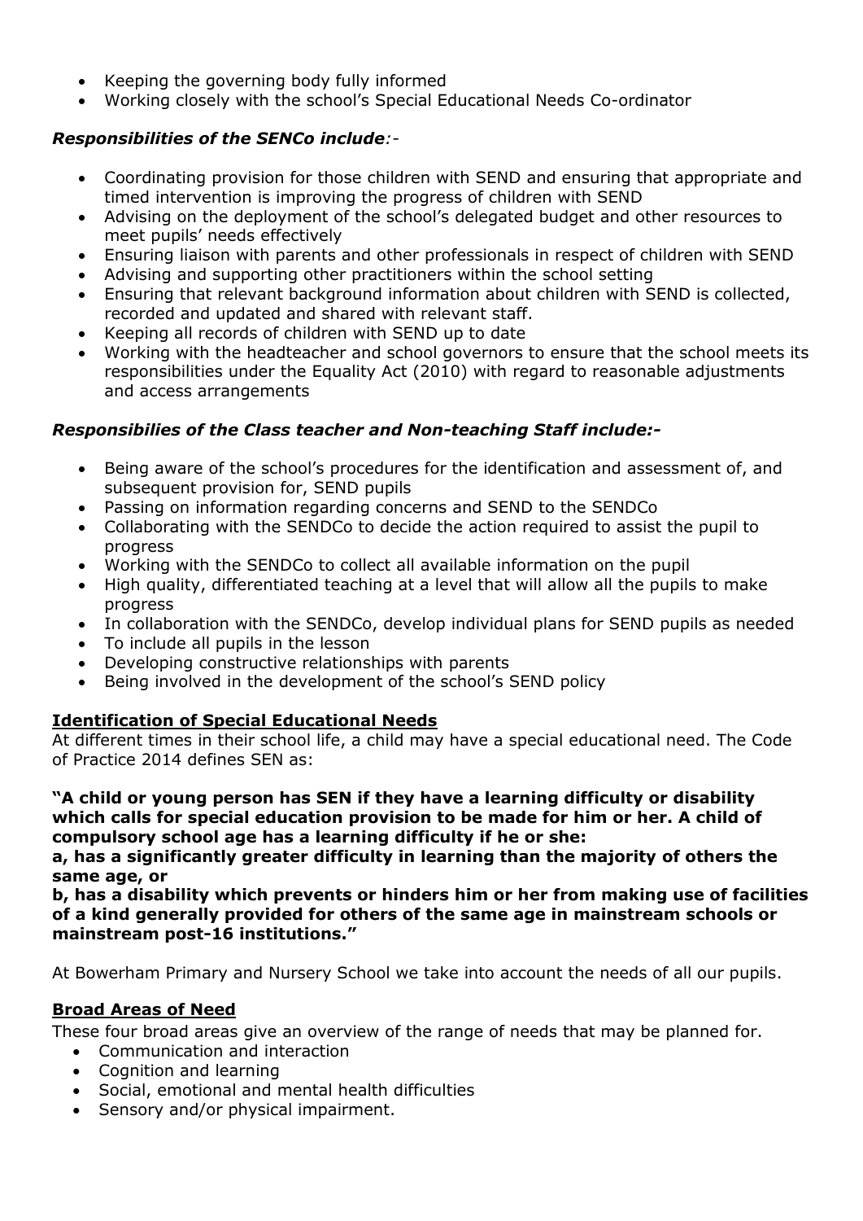- Keeping the governing body fully informed
- Working closely with the school's Special Educational Needs Co-ordinator

***Responsibilities of the SENCo include:-***

- Coordinating provision for those children with SEND and ensuring that appropriate and timed intervention is improving the progress of children with SEND
- Advising on the deployment of the school's delegated budget and other resources to meet pupils' needs effectively
- Ensuring liaison with parents and other professionals in respect of children with SEND
- Advising and supporting other practitioners within the school setting
- Ensuring that relevant background information about children with SEND is collected, recorded and updated and shared with relevant staff.
- Keeping all records of children with SEND up to date
- Working with the headteacher and school governors to ensure that the school meets its responsibilities under the Equality Act (2010) with regard to reasonable adjustments and access arrangements

***Responsibilies of the Class teacher and Non-teaching Staff include:-***

- Being aware of the school's procedures for the identification and assessment of, and subsequent provision for, SEND pupils
- Passing on information regarding concerns and SEND to the SENDCo
- Collaborating with the SENDCo to decide the action required to assist the pupil to progress
- Working with the SENDCo to collect all available information on the pupil
- High quality, differentiated teaching at a level that will allow all the pupils to make progress
- In collaboration with the SENDCo, develop individual plans for SEND pupils as needed
- To include all pupils in the lesson
- Developing constructive relationships with parents
- Being involved in the development of the school's SEND policy

## Identification of Special Educational Needs

At different times in their school life, a child may have a special educational need. The Code of Practice 2014 defines SEN as:

**"A child or young person has SEN if they have a learning difficulty or disability which calls for special education provision to be made for him or her. A child of compulsory school age has a learning difficulty if he or she:**
**a, has a significantly greater difficulty in learning than the majority of others the same age, or**
**b, has a disability which prevents or hinders him or her from making use of facilities of a kind generally provided for others of the same age in mainstream schools or mainstream post-16 institutions."**

At Bowerham Primary and Nursery School we take into account the needs of all our pupils.

## Broad Areas of Need

These four broad areas give an overview of the range of needs that may be planned for.

- Communication and interaction
- Cognition and learning
- Social, emotional and mental health difficulties
- Sensory and/or physical impairment.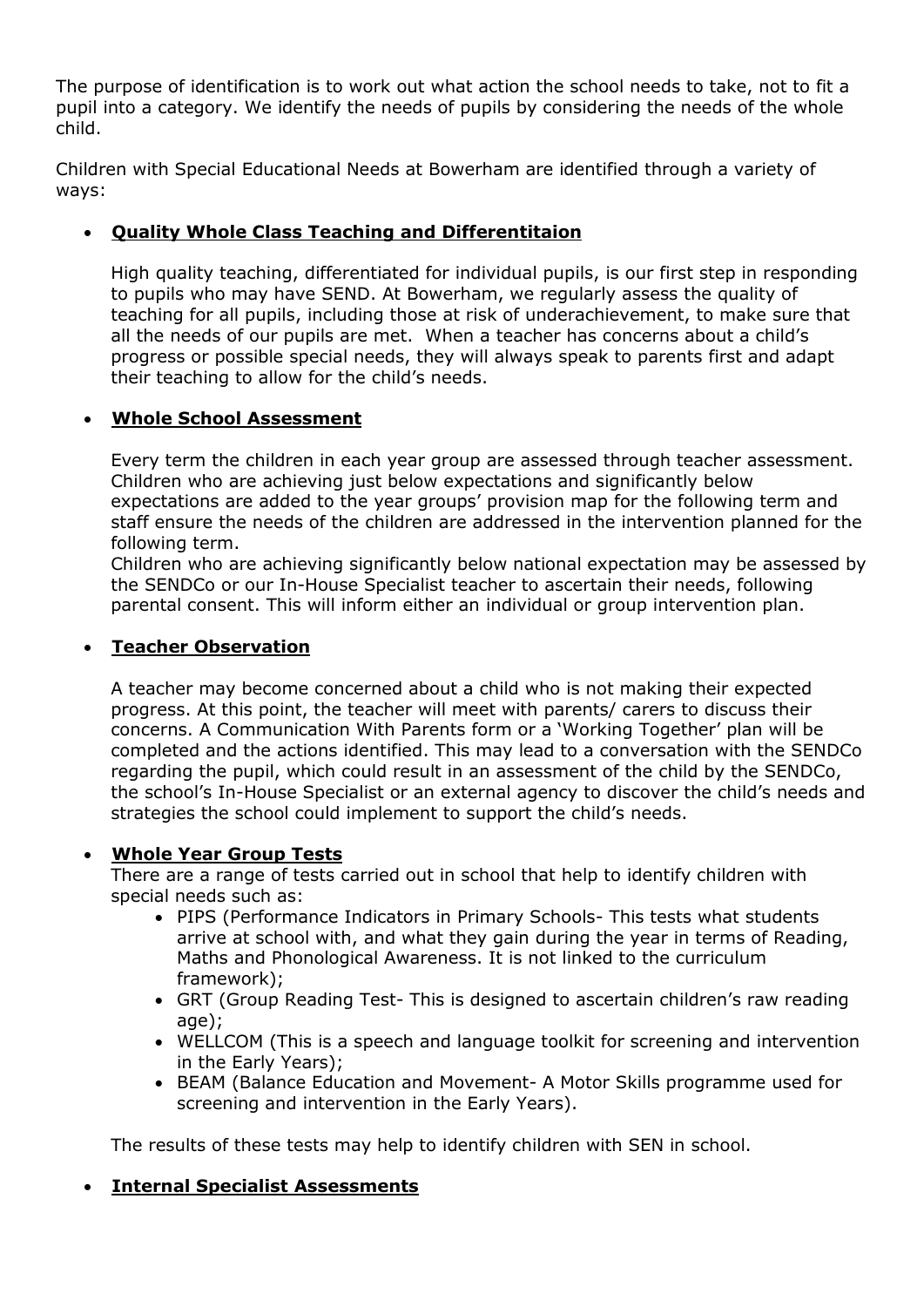The purpose of identification is to work out what action the school needs to take, not to fit a pupil into a category. We identify the needs of pupils by considering the needs of the whole child.

Children with Special Educational Needs at Bowerham are identified through a variety of ways:

- **Quality Whole Class Teaching and Differentitaion**

  High quality teaching, differentiated for individual pupils, is our first step in responding to pupils who may have SEND. At Bowerham, we regularly assess the quality of teaching for all pupils, including those at risk of underachievement, to make sure that all the needs of our pupils are met. When a teacher has concerns about a child's progress or possible special needs, they will always speak to parents first and adapt their teaching to allow for the child's needs.

- **Whole School Assessment**

  Every term the children in each year group are assessed through teacher assessment. Children who are achieving just below expectations and significantly below expectations are added to the year groups' provision map for the following term and staff ensure the needs of the children are addressed in the intervention planned for the following term.
  Children who are achieving significantly below national expectation may be assessed by the SENDCo or our In-House Specialist teacher to ascertain their needs, following parental consent. This will inform either an individual or group intervention plan.

- **Teacher Observation**

  A teacher may become concerned about a child who is not making their expected progress. At this point, the teacher will meet with parents/ carers to discuss their concerns. A Communication With Parents form or a 'Working Together' plan will be completed and the actions identified. This may lead to a conversation with the SENDCo regarding the pupil, which could result in an assessment of the child by the SENDCo, the school's In-House Specialist or an external agency to discover the child's needs and strategies the school could implement to support the child's needs.

- **Whole Year Group Tests**

  There are a range of tests carried out in school that help to identify children with special needs such as:
  - PIPS (Performance Indicators in Primary Schools- This tests what students arrive at school with, and what they gain during the year in terms of Reading, Maths and Phonological Awareness. It is not linked to the curriculum framework);
  - GRT (Group Reading Test- This is designed to ascertain children's raw reading age);
  - WELLCOM (This is a speech and language toolkit for screening and intervention in the Early Years);
  - BEAM (Balance Education and Movement- A Motor Skills programme used for screening and intervention in the Early Years).

  The results of these tests may help to identify children with SEN in school.

- **Internal Specialist Assessments**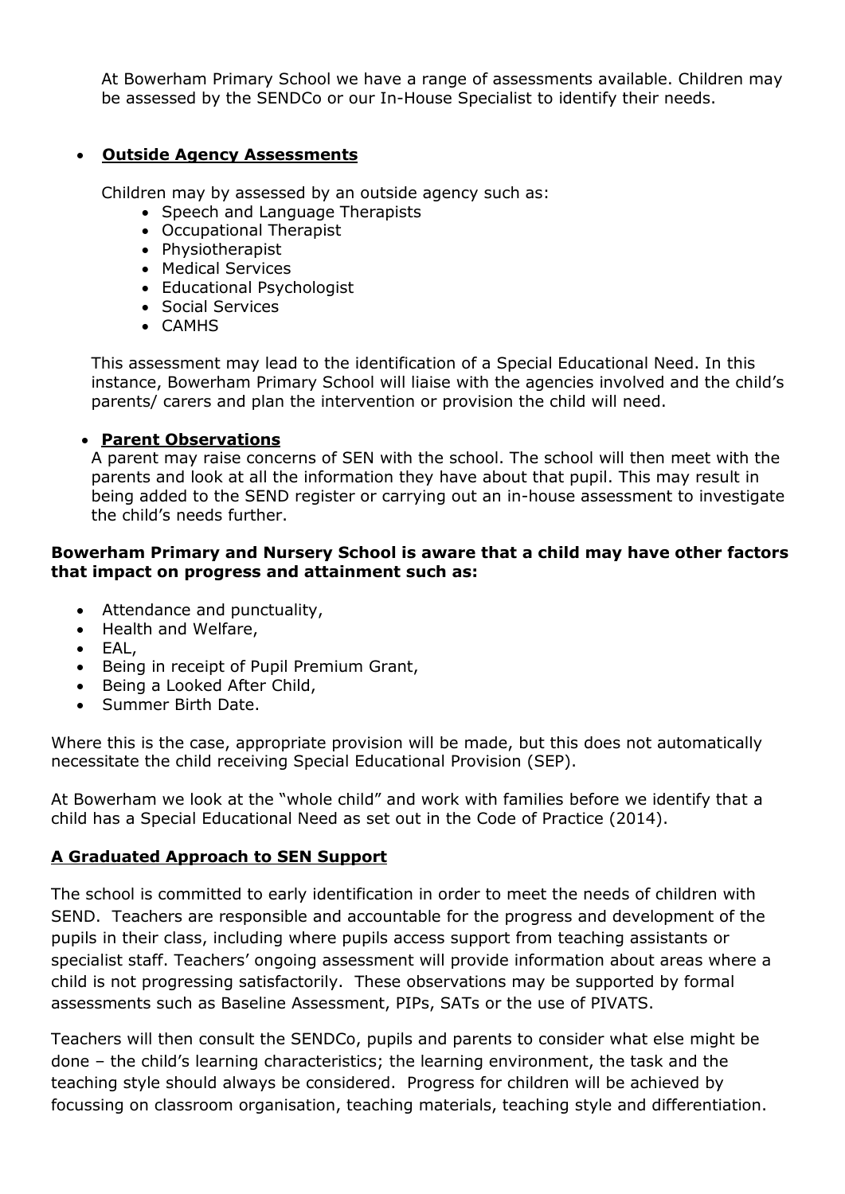At Bowerham Primary School we have a range of assessments available. Children may be assessed by the SENDCo or our In-House Specialist to identify their needs.

- **Outside Agency Assessments**

  Children may by assessed by an outside agency such as:
  - Speech and Language Therapists
  - Occupational Therapist
  - Physiotherapist
  - Medical Services
  - Educational Psychologist
  - Social Services
  - CAMHS

  This assessment may lead to the identification of a Special Educational Need. In this instance, Bowerham Primary School will liaise with the agencies involved and the child's parents/ carers and plan the intervention or provision the child will need.

- **Parent Observations**

  A parent may raise concerns of SEN with the school. The school will then meet with the parents and look at all the information they have about that pupil. This may result in being added to the SEND register or carrying out an in-house assessment to investigate the child's needs further.

**Bowerham Primary and Nursery School is aware that a child may have other factors that impact on progress and attainment such as:**

- Attendance and punctuality,
- Health and Welfare,
- EAL,
- Being in receipt of Pupil Premium Grant,
- Being a Looked After Child,
- Summer Birth Date.

Where this is the case, appropriate provision will be made, but this does not automatically necessitate the child receiving Special Educational Provision (SEP).

At Bowerham we look at the "whole child" and work with families before we identify that a child has a Special Educational Need as set out in the Code of Practice (2014).

## A Graduated Approach to SEN Support

The school is committed to early identification in order to meet the needs of children with SEND. Teachers are responsible and accountable for the progress and development of the pupils in their class, including where pupils access support from teaching assistants or specialist staff. Teachers' ongoing assessment will provide information about areas where a child is not progressing satisfactorily. These observations may be supported by formal assessments such as Baseline Assessment, PIPs, SATs or the use of PIVATS.

Teachers will then consult the SENDCo, pupils and parents to consider what else might be done – the child's learning characteristics; the learning environment, the task and the teaching style should always be considered. Progress for children will be achieved by focussing on classroom organisation, teaching materials, teaching style and differentiation.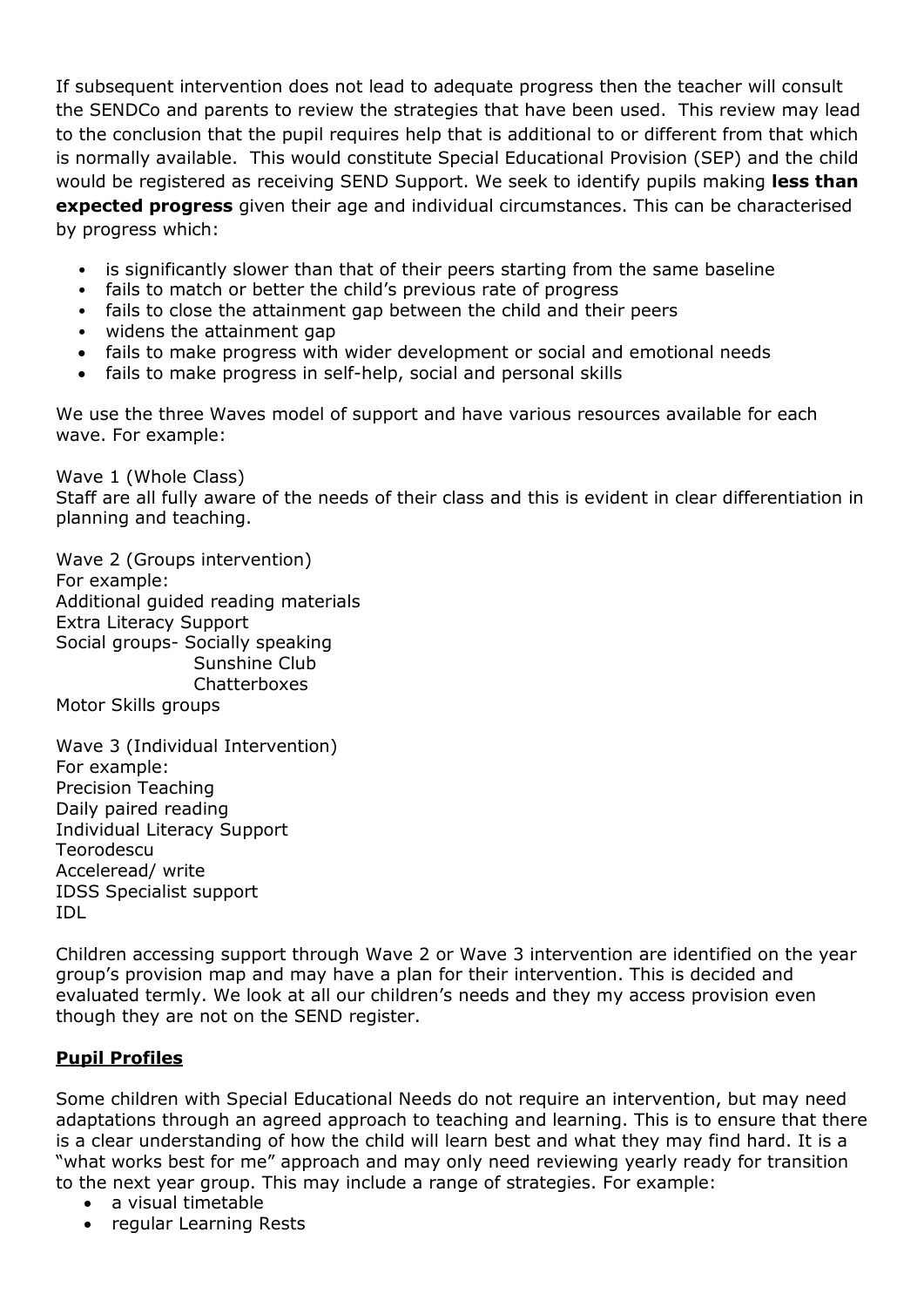If subsequent intervention does not lead to adequate progress then the teacher will consult the SENDCo and parents to review the strategies that have been used. This review may lead to the conclusion that the pupil requires help that is additional to or different from that which is normally available. This would constitute Special Educational Provision (SEP) and the child would be registered as receiving SEND Support. We seek to identify pupils making **less than expected progress** given their age and individual circumstances. This can be characterised by progress which:

- is significantly slower than that of their peers starting from the same baseline
- fails to match or better the child's previous rate of progress
- fails to close the attainment gap between the child and their peers
- widens the attainment gap
- fails to make progress with wider development or social and emotional needs
- fails to make progress in self-help, social and personal skills

We use the three Waves model of support and have various resources available for each wave. For example:

Wave 1 (Whole Class)
Staff are all fully aware of the needs of their class and this is evident in clear differentiation in planning and teaching.

Wave 2 (Groups intervention)
For example:
Additional guided reading materials
Extra Literacy Support
Social groups- Socially speaking
Sunshine Club
Chatterboxes
Motor Skills groups

Wave 3 (Individual Intervention)
For example:
Precision Teaching
Daily paired reading
Individual Literacy Support
Teorodescu
Acceleread/ write
IDSS Specialist support
IDL

Children accessing support through Wave 2 or Wave 3 intervention are identified on the year group's provision map and may have a plan for their intervention. This is decided and evaluated termly. We look at all our children's needs and they my access provision even though they are not on the SEND register.

## Pupil Profiles

Some children with Special Educational Needs do not require an intervention, but may need adaptations through an agreed approach to teaching and learning. This is to ensure that there is a clear understanding of how the child will learn best and what they may find hard. It is a "what works best for me" approach and may only need reviewing yearly ready for transition to the next year group. This may include a range of strategies. For example:

- a visual timetable
- regular Learning Rests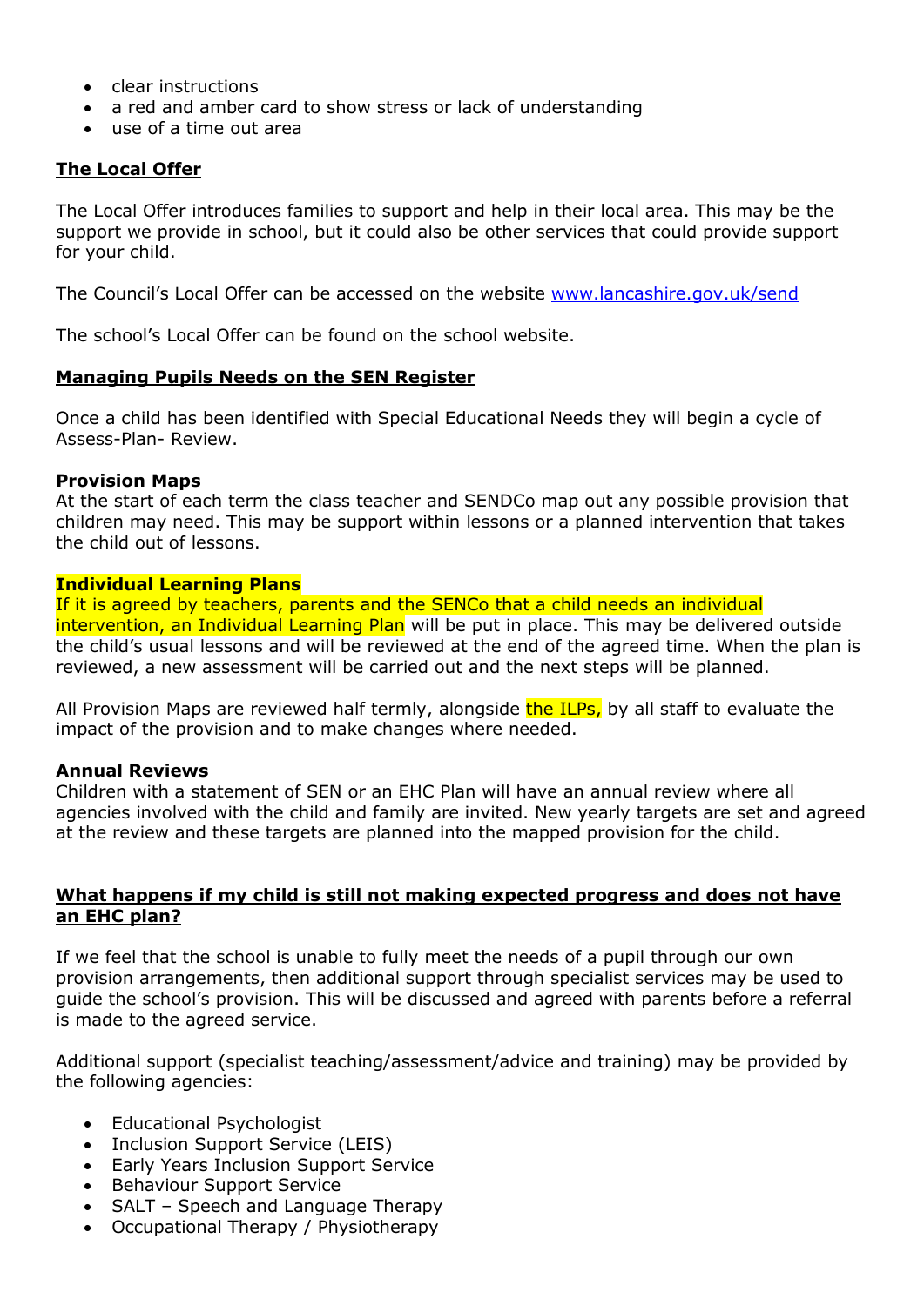- clear instructions
- a red and amber card to show stress or lack of understanding
- use of a time out area

## **The Local Offer**

The Local Offer introduces families to support and help in their local area. This may be the support we provide in school, but it could also be other services that could provide support for your child.

The Council's Local Offer can be accessed on the website [www.lancashire.gov.uk/send](www.lancashire.gov.uk/send)

The school's Local Offer can be found on the school website.

## **Managing Pupils Needs on the SEN Register**

Once a child has been identified with Special Educational Needs they will begin a cycle of Assess-Plan- Review.

### **Provision Maps**

At the start of each term the class teacher and SENDCo map out any possible provision that children may need. This may be support within lessons or a planned intervention that takes the child out of lessons.

### **Individual Learning Plans**

If it is agreed by teachers, parents and the SENCo that a child needs an individual intervention, an Individual Learning Plan will be put in place. This may be delivered outside the child's usual lessons and will be reviewed at the end of the agreed time. When the plan is reviewed, a new assessment will be carried out and the next steps will be planned.

All Provision Maps are reviewed half termly, alongside the ILPs, by all staff to evaluate the impact of the provision and to make changes where needed.

### **Annual Reviews**

Children with a statement of SEN or an EHC Plan will have an annual review where all agencies involved with the child and family are invited. New yearly targets are set and agreed at the review and these targets are planned into the mapped provision for the child.

## **What happens if my child is still not making expected progress and does not have an EHC plan?**

If we feel that the school is unable to fully meet the needs of a pupil through our own provision arrangements, then additional support through specialist services may be used to guide the school's provision. This will be discussed and agreed with parents before a referral is made to the agreed service.

Additional support (specialist teaching/assessment/advice and training) may be provided by the following agencies:

- Educational Psychologist
- Inclusion Support Service (LEIS)
- Early Years Inclusion Support Service
- Behaviour Support Service
- SALT – Speech and Language Therapy
- Occupational Therapy / Physiotherapy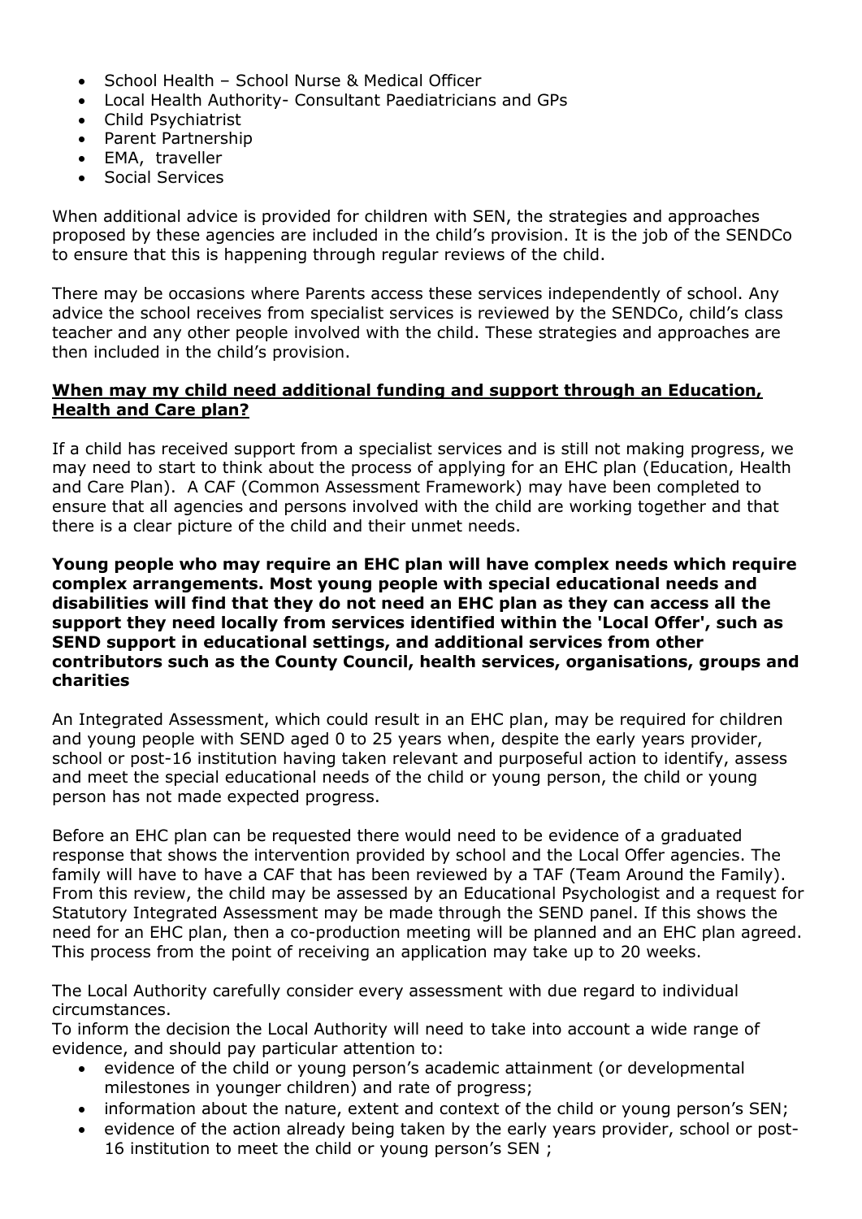- School Health – School Nurse & Medical Officer
- Local Health Authority- Consultant Paediatricians and GPs
- Child Psychiatrist
- Parent Partnership
- EMA, traveller
- Social Services

When additional advice is provided for children with SEN, the strategies and approaches proposed by these agencies are included in the child's provision. It is the job of the SENDCo to ensure that this is happening through regular reviews of the child.

There may be occasions where Parents access these services independently of school. Any advice the school receives from specialist services is reviewed by the SENDCo, child's class teacher and any other people involved with the child. These strategies and approaches are then included in the child's provision.

**When may my child need additional funding and support through an Education, Health and Care plan?**

If a child has received support from a specialist services and is still not making progress, we may need to start to think about the process of applying for an EHC plan (Education, Health and Care Plan). A CAF (Common Assessment Framework) may have been completed to ensure that all agencies and persons involved with the child are working together and that there is a clear picture of the child and their unmet needs.

**Young people who may require an EHC plan will have complex needs which require complex arrangements. Most young people with special educational needs and disabilities will find that they do not need an EHC plan as they can access all the support they need locally from services identified within the 'Local Offer', such as SEND support in educational settings, and additional services from other contributors such as the County Council, health services, organisations, groups and charities**

An Integrated Assessment, which could result in an EHC plan, may be required for children and young people with SEND aged 0 to 25 years when, despite the early years provider, school or post-16 institution having taken relevant and purposeful action to identify, assess and meet the special educational needs of the child or young person, the child or young person has not made expected progress.

Before an EHC plan can be requested there would need to be evidence of a graduated response that shows the intervention provided by school and the Local Offer agencies. The family will have to have a CAF that has been reviewed by a TAF (Team Around the Family). From this review, the child may be assessed by an Educational Psychologist and a request for Statutory Integrated Assessment may be made through the SEND panel. If this shows the need for an EHC plan, then a co-production meeting will be planned and an EHC plan agreed. This process from the point of receiving an application may take up to 20 weeks.

The Local Authority carefully consider every assessment with due regard to individual circumstances.
To inform the decision the Local Authority will need to take into account a wide range of evidence, and should pay particular attention to:

- evidence of the child or young person's academic attainment (or developmental milestones in younger children) and rate of progress;
- information about the nature, extent and context of the child or young person's SEN;
- evidence of the action already being taken by the early years provider, school or post-16 institution to meet the child or young person's SEN ;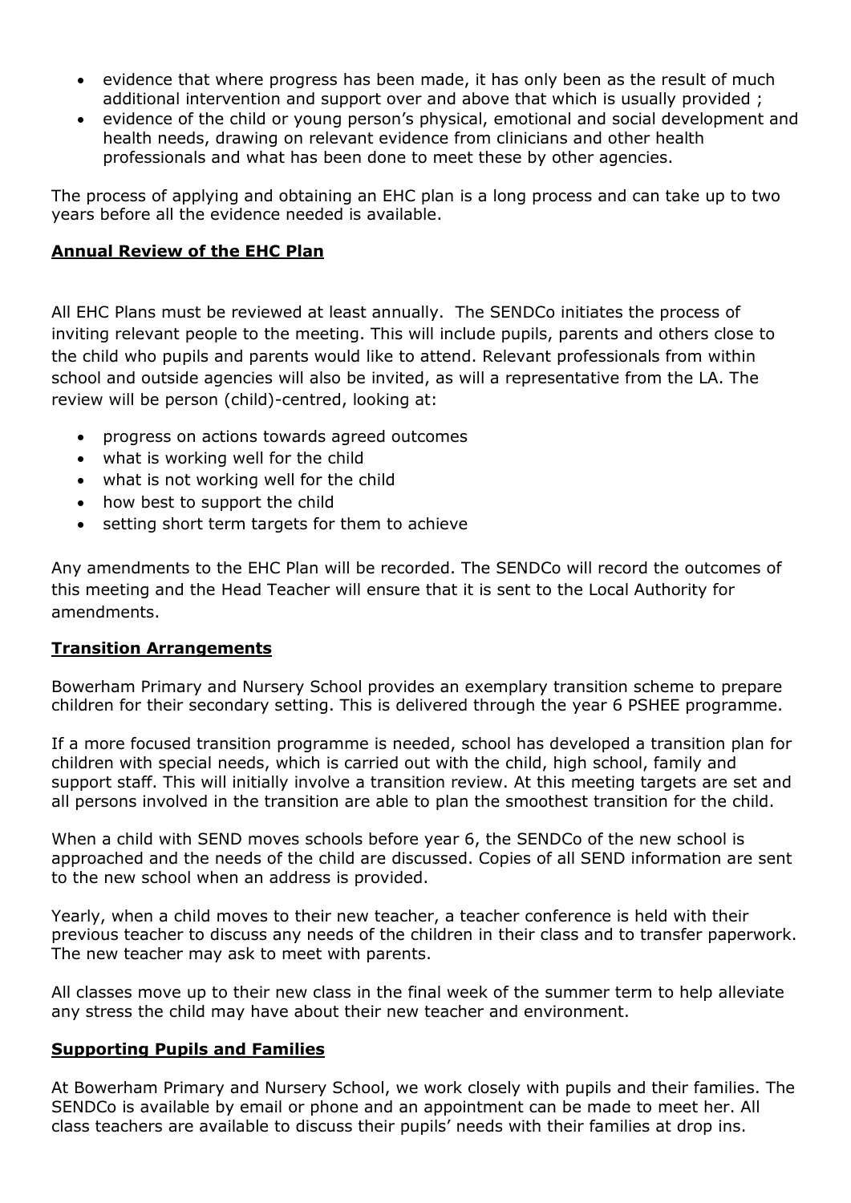- evidence that where progress has been made, it has only been as the result of much additional intervention and support over and above that which is usually provided ;
- evidence of the child or young person's physical, emotional and social development and health needs, drawing on relevant evidence from clinicians and other health professionals and what has been done to meet these by other agencies.

The process of applying and obtaining an EHC plan is a long process and can take up to two years before all the evidence needed is available.

## Annual Review of the EHC Plan

All EHC Plans must be reviewed at least annually. The SENDCo initiates the process of inviting relevant people to the meeting. This will include pupils, parents and others close to the child who pupils and parents would like to attend. Relevant professionals from within school and outside agencies will also be invited, as will a representative from the LA. The review will be person (child)-centred, looking at:

- progress on actions towards agreed outcomes
- what is working well for the child
- what is not working well for the child
- how best to support the child
- setting short term targets for them to achieve

Any amendments to the EHC Plan will be recorded. The SENDCo will record the outcomes of this meeting and the Head Teacher will ensure that it is sent to the Local Authority for amendments.

## Transition Arrangements

Bowerham Primary and Nursery School provides an exemplary transition scheme to prepare children for their secondary setting. This is delivered through the year 6 PSHEE programme.

If a more focused transition programme is needed, school has developed a transition plan for children with special needs, which is carried out with the child, high school, family and support staff. This will initially involve a transition review. At this meeting targets are set and all persons involved in the transition are able to plan the smoothest transition for the child.

When a child with SEND moves schools before year 6, the SENDCo of the new school is approached and the needs of the child are discussed. Copies of all SEND information are sent to the new school when an address is provided.

Yearly, when a child moves to their new teacher, a teacher conference is held with their previous teacher to discuss any needs of the children in their class and to transfer paperwork. The new teacher may ask to meet with parents.

All classes move up to their new class in the final week of the summer term to help alleviate any stress the child may have about their new teacher and environment.

## Supporting Pupils and Families

At Bowerham Primary and Nursery School, we work closely with pupils and their families. The SENDCo is available by email or phone and an appointment can be made to meet her. All class teachers are available to discuss their pupils' needs with their families at drop ins.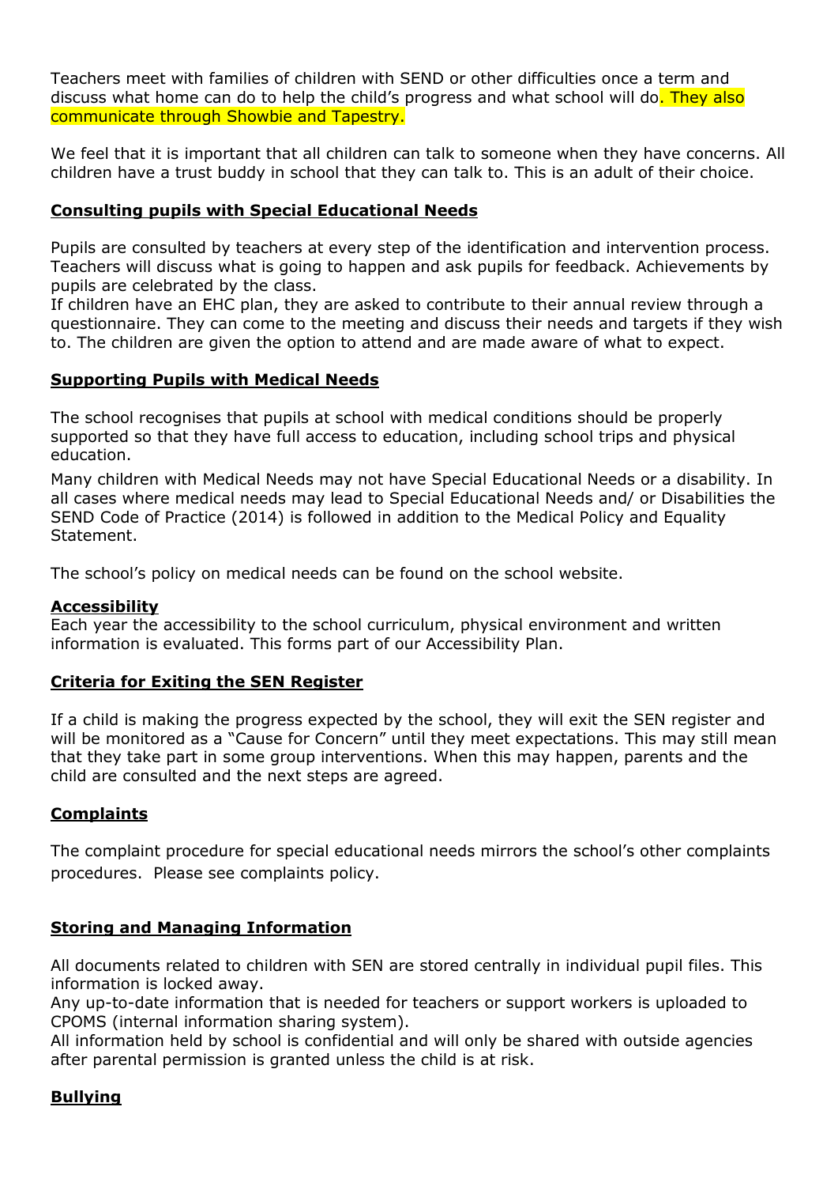Teachers meet with families of children with SEND or other difficulties once a term and discuss what home can do to help the child's progress and what school will do. They also communicate through Showbie and Tapestry.

We feel that it is important that all children can talk to someone when they have concerns. All children have a trust buddy in school that they can talk to. This is an adult of their choice.

## Consulting pupils with Special Educational Needs

Pupils are consulted by teachers at every step of the identification and intervention process. Teachers will discuss what is going to happen and ask pupils for feedback. Achievements by pupils are celebrated by the class.

If children have an EHC plan, they are asked to contribute to their annual review through a questionnaire. They can come to the meeting and discuss their needs and targets if they wish to. The children are given the option to attend and are made aware of what to expect.

## Supporting Pupils with Medical Needs

The school recognises that pupils at school with medical conditions should be properly supported so that they have full access to education, including school trips and physical education.

Many children with Medical Needs may not have Special Educational Needs or a disability. In all cases where medical needs may lead to Special Educational Needs and/ or Disabilities the SEND Code of Practice (2014) is followed in addition to the Medical Policy and Equality Statement.

The school's policy on medical needs can be found on the school website.

## Accessibility

Each year the accessibility to the school curriculum, physical environment and written information is evaluated. This forms part of our Accessibility Plan.

## Criteria for Exiting the SEN Register

If a child is making the progress expected by the school, they will exit the SEN register and will be monitored as a "Cause for Concern" until they meet expectations. This may still mean that they take part in some group interventions. When this may happen, parents and the child are consulted and the next steps are agreed.

## Complaints

The complaint procedure for special educational needs mirrors the school's other complaints procedures. Please see complaints policy.

## Storing and Managing Information

All documents related to children with SEN are stored centrally in individual pupil files. This information is locked away.

Any up-to-date information that is needed for teachers or support workers is uploaded to CPOMS (internal information sharing system).

All information held by school is confidential and will only be shared with outside agencies after parental permission is granted unless the child is at risk.

## Bullying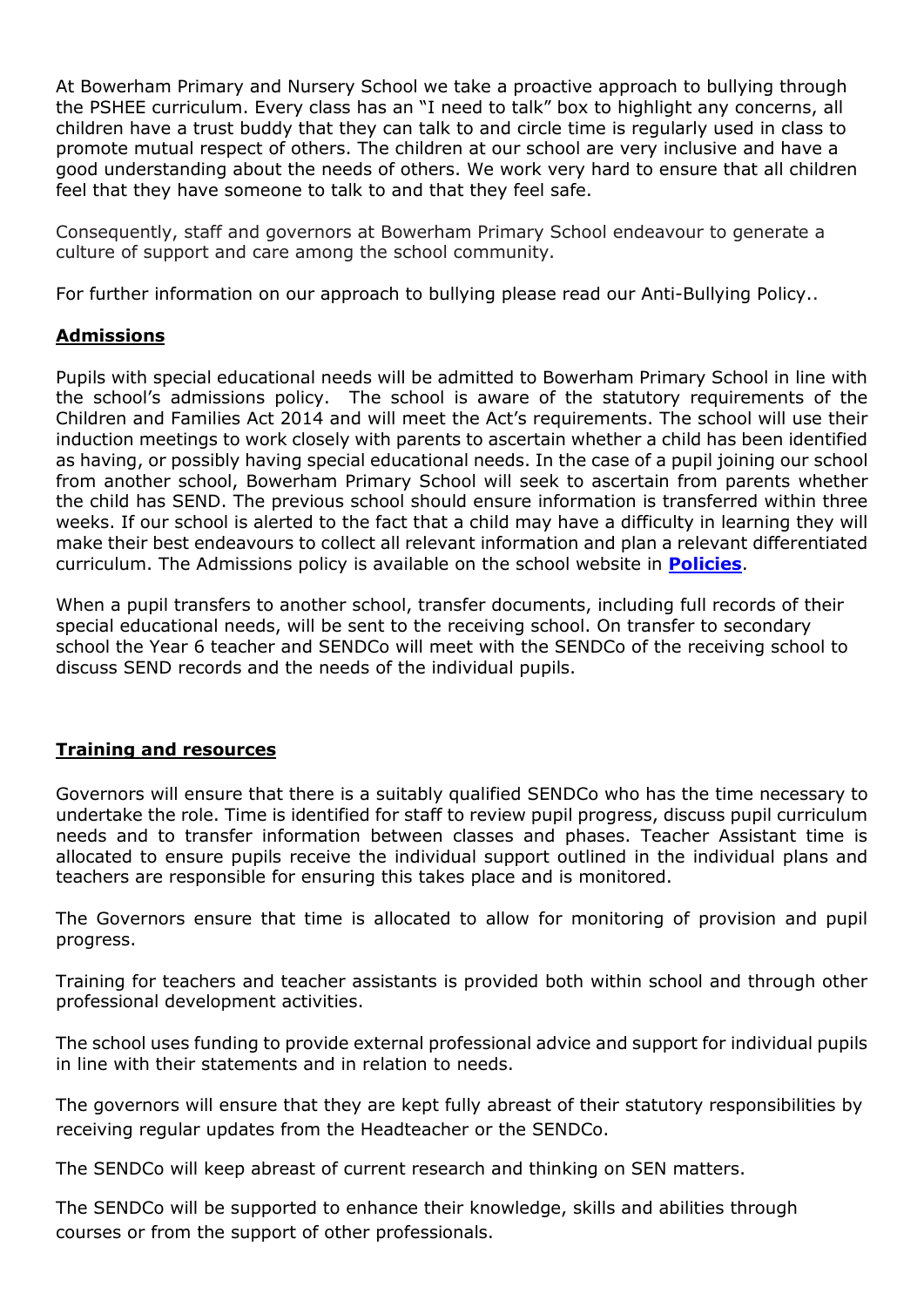At Bowerham Primary and Nursery School we take a proactive approach to bullying through the PSHEE curriculum. Every class has an "I need to talk" box to highlight any concerns, all children have a trust buddy that they can talk to and circle time is regularly used in class to promote mutual respect of others. The children at our school are very inclusive and have a good understanding about the needs of others. We work very hard to ensure that all children feel that they have someone to talk to and that they feel safe.

Consequently, staff and governors at Bowerham Primary School endeavour to generate a culture of support and care among the school community.

For further information on our approach to bullying please read our Anti-Bullying Policy..

## Admissions

Pupils with special educational needs will be admitted to Bowerham Primary School in line with the school's admissions policy. The school is aware of the statutory requirements of the Children and Families Act 2014 and will meet the Act's requirements. The school will use their induction meetings to work closely with parents to ascertain whether a child has been identified as having, or possibly having special educational needs. In the case of a pupil joining our school from another school, Bowerham Primary School will seek to ascertain from parents whether the child has SEND. The previous school should ensure information is transferred within three weeks. If our school is alerted to the fact that a child may have a difficulty in learning they will make their best endeavours to collect all relevant information and plan a relevant differentiated curriculum. The Admissions policy is available on the school website in **Policies**.

When a pupil transfers to another school, transfer documents, including full records of their special educational needs, will be sent to the receiving school. On transfer to secondary school the Year 6 teacher and SENDCo will meet with the SENDCo of the receiving school to discuss SEND records and the needs of the individual pupils.

## Training and resources

Governors will ensure that there is a suitably qualified SENDCo who has the time necessary to undertake the role. Time is identified for staff to review pupil progress, discuss pupil curriculum needs and to transfer information between classes and phases. Teacher Assistant time is allocated to ensure pupils receive the individual support outlined in the individual plans and teachers are responsible for ensuring this takes place and is monitored.

The Governors ensure that time is allocated to allow for monitoring of provision and pupil progress.

Training for teachers and teacher assistants is provided both within school and through other professional development activities.

The school uses funding to provide external professional advice and support for individual pupils in line with their statements and in relation to needs.

The governors will ensure that they are kept fully abreast of their statutory responsibilities by receiving regular updates from the Headteacher or the SENDCo.

The SENDCo will keep abreast of current research and thinking on SEN matters.

The SENDCo will be supported to enhance their knowledge, skills and abilities through courses or from the support of other professionals.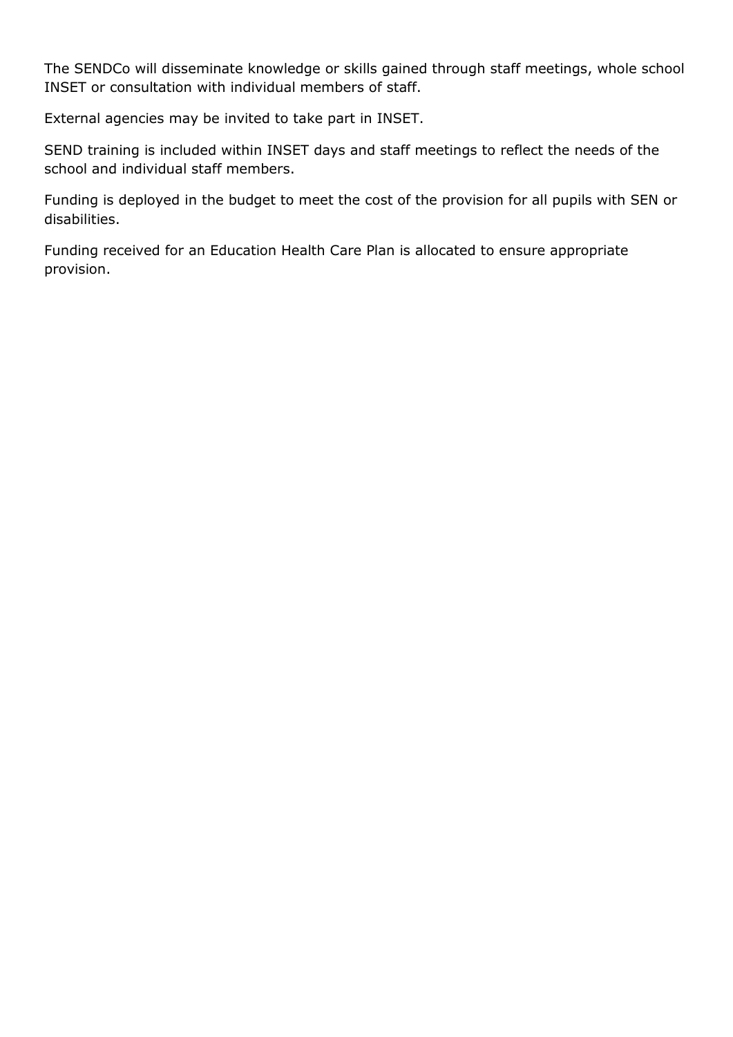The SENDCo will disseminate knowledge or skills gained through staff meetings, whole school INSET or consultation with individual members of staff.

External agencies may be invited to take part in INSET.

SEND training is included within INSET days and staff meetings to reflect the needs of the school and individual staff members.

Funding is deployed in the budget to meet the cost of the provision for all pupils with SEN or disabilities.

Funding received for an Education Health Care Plan is allocated to ensure appropriate provision.